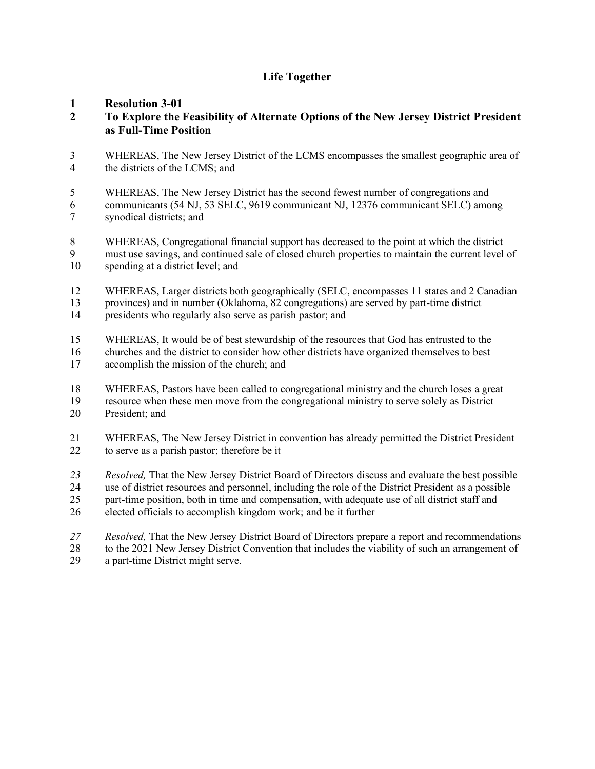# Life Together

## Resolution 3-01

## To Explore the Feasibility of Alternate Options of the New Jersey District President as Full-Time Position

WHEREAS, The New Jersey District of the LCMS encompasses the smallest geographic area of the districts of the LCMS; and

WHEREAS, The New Jersey District has the second fewest number of congregations and communicants (54 NJ, 53 SELC, 9619 communicant NJ, 12376 communicant SELC) among synodical districts; and

WHEREAS, Congregational financial support has decreased to the point at which the district must use savings, and continued sale of closed church properties to maintain the current level of spending at a district level; and

WHEREAS, Larger districts both geographically (SELC, encompasses 11 states and 2 Canadian provinces) and in number (Oklahoma, 82 congregations) are served by part-time district presidents who regularly also serve as parish pastor; and

WHEREAS, It would be of best stewardship of the resources that God has entrusted to the churches and the district to consider how other districts have organized themselves to best accomplish the mission of the church; and

WHEREAS, Pastors have been called to congregational ministry and the church loses a great resource when these men move from the congregational ministry to serve solely as District President; and

WHEREAS, The New Jersey District in convention has already permitted the District President to serve as a parish pastor; therefore be it

*Resolved,* That the New Jersey District Board of Directors discuss and evaluate the best possible use of district resources and personnel, including the role of the District President as a possible part-time position, both in time and compensation, with adequate use of all district staff and elected officials to accomplish kingdom work; and be it further

*Resolved,* That the New Jersey District Board of Directors prepare a report and recommendations to the 2021 New Jersey District Convention that includes the viability of such an arrangement of a part-time District might serve.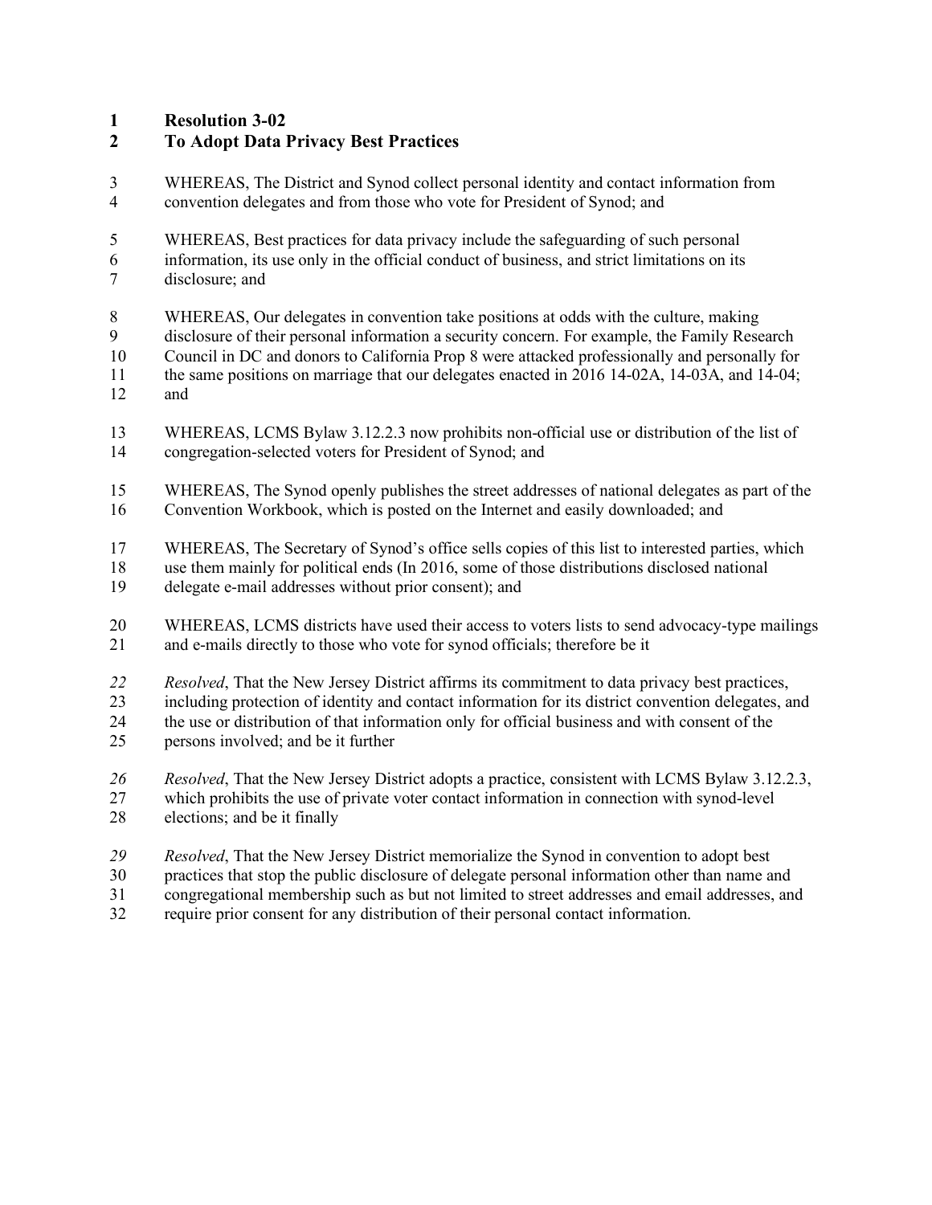**Resolution 3-02**
**To Adopt Data Privacy Best Practices**

WHEREAS, The District and Synod collect personal identity and contact information from convention delegates and from those who vote for President of Synod; and

WHEREAS, Best practices for data privacy include the safeguarding of such personal information, its use only in the official conduct of business, and strict limitations on its disclosure; and

WHEREAS, Our delegates in convention take positions at odds with the culture, making disclosure of their personal information a security concern. For example, the Family Research Council in DC and donors to California Prop 8 were attacked professionally and personally for the same positions on marriage that our delegates enacted in 2016 14-02A, 14-03A, and 14-04; and

WHEREAS, LCMS Bylaw 3.12.2.3 now prohibits non-official use or distribution of the list of congregation-selected voters for President of Synod; and

WHEREAS, The Synod openly publishes the street addresses of national delegates as part of the Convention Workbook, which is posted on the Internet and easily downloaded; and

WHEREAS, The Secretary of Synod's office sells copies of this list to interested parties, which use them mainly for political ends (In 2016, some of those distributions disclosed national delegate e-mail addresses without prior consent); and

WHEREAS, LCMS districts have used their access to voters lists to send advocacy-type mailings and e-mails directly to those who vote for synod officials; therefore be it

*Resolved*, That the New Jersey District affirms its commitment to data privacy best practices, including protection of identity and contact information for its district convention delegates, and the use or distribution of that information only for official business and with consent of the persons involved; and be it further

*Resolved*, That the New Jersey District adopts a practice, consistent with LCMS Bylaw 3.12.2.3, which prohibits the use of private voter contact information in connection with synod-level elections; and be it finally

*Resolved*, That the New Jersey District memorialize the Synod in convention to adopt best practices that stop the public disclosure of delegate personal information other than name and congregational membership such as but not limited to street addresses and email addresses, and require prior consent for any distribution of their personal contact information.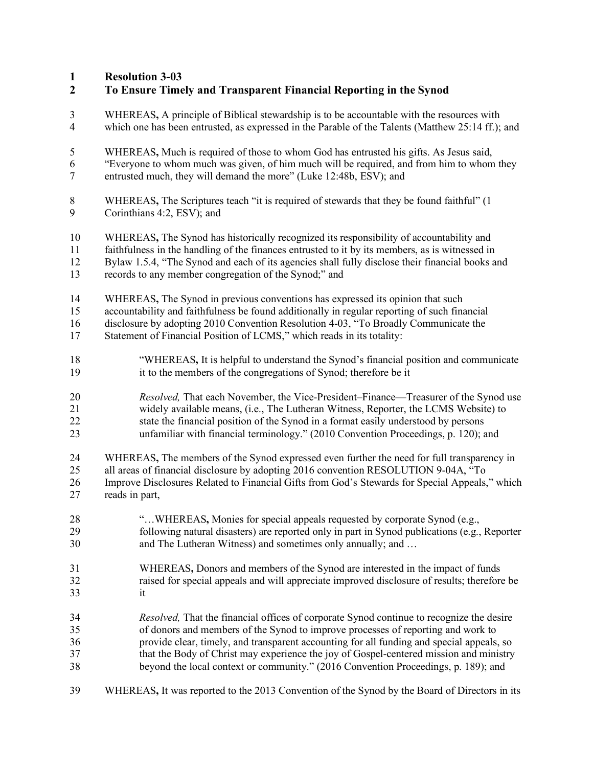**Resolution 3-03**

**To Ensure Timely and Transparent Financial Reporting in the Synod**

WHEREAS**,** A principle of Biblical stewardship is to be accountable with the resources with which one has been entrusted, as expressed in the Parable of the Talents (Matthew 25:14 ff.); and

WHEREAS**,** Much is required of those to whom God has entrusted his gifts. As Jesus said, "Everyone to whom much was given, of him much will be required, and from him to whom they entrusted much, they will demand the more" (Luke 12:48b, ESV); and

WHEREAS**,** The Scriptures teach "it is required of stewards that they be found faithful" (1 Corinthians 4:2, ESV); and

WHEREAS**,** The Synod has historically recognized its responsibility of accountability and faithfulness in the handling of the finances entrusted to it by its members, as is witnessed in Bylaw 1.5.4, "The Synod and each of its agencies shall fully disclose their financial books and records to any member congregation of the Synod;" and

WHEREAS**,** The Synod in previous conventions has expressed its opinion that such accountability and faithfulness be found additionally in regular reporting of such financial disclosure by adopting 2010 Convention Resolution 4-03, "To Broadly Communicate the Statement of Financial Position of LCMS," which reads in its totality:

> "WHEREAS**,** It is helpful to understand the Synod's financial position and communicate it to the members of the congregations of Synod; therefore be it
>
> *Resolved,* That each November, the Vice-President–Finance—Treasurer of the Synod use widely available means, (i.e., The Lutheran Witness, Reporter, the LCMS Website) to state the financial position of the Synod in a format easily understood by persons unfamiliar with financial terminology." (2010 Convention Proceedings, p. 120); and

WHEREAS**,** The members of the Synod expressed even further the need for full transparency in all areas of financial disclosure by adopting 2016 convention RESOLUTION 9-04A, "To Improve Disclosures Related to Financial Gifts from God's Stewards for Special Appeals," which reads in part,

> "…WHEREAS**,** Monies for special appeals requested by corporate Synod (e.g., following natural disasters) are reported only in part in Synod publications (e.g., Reporter and The Lutheran Witness) and sometimes only annually; and …
>
> WHEREAS**,** Donors and members of the Synod are interested in the impact of funds raised for special appeals and will appreciate improved disclosure of results; therefore be it
>
> *Resolved,* That the financial offices of corporate Synod continue to recognize the desire of donors and members of the Synod to improve processes of reporting and work to provide clear, timely, and transparent accounting for all funding and special appeals, so that the Body of Christ may experience the joy of Gospel-centered mission and ministry beyond the local context or community." (2016 Convention Proceedings, p. 189); and

WHEREAS**,** It was reported to the 2013 Convention of the Synod by the Board of Directors in its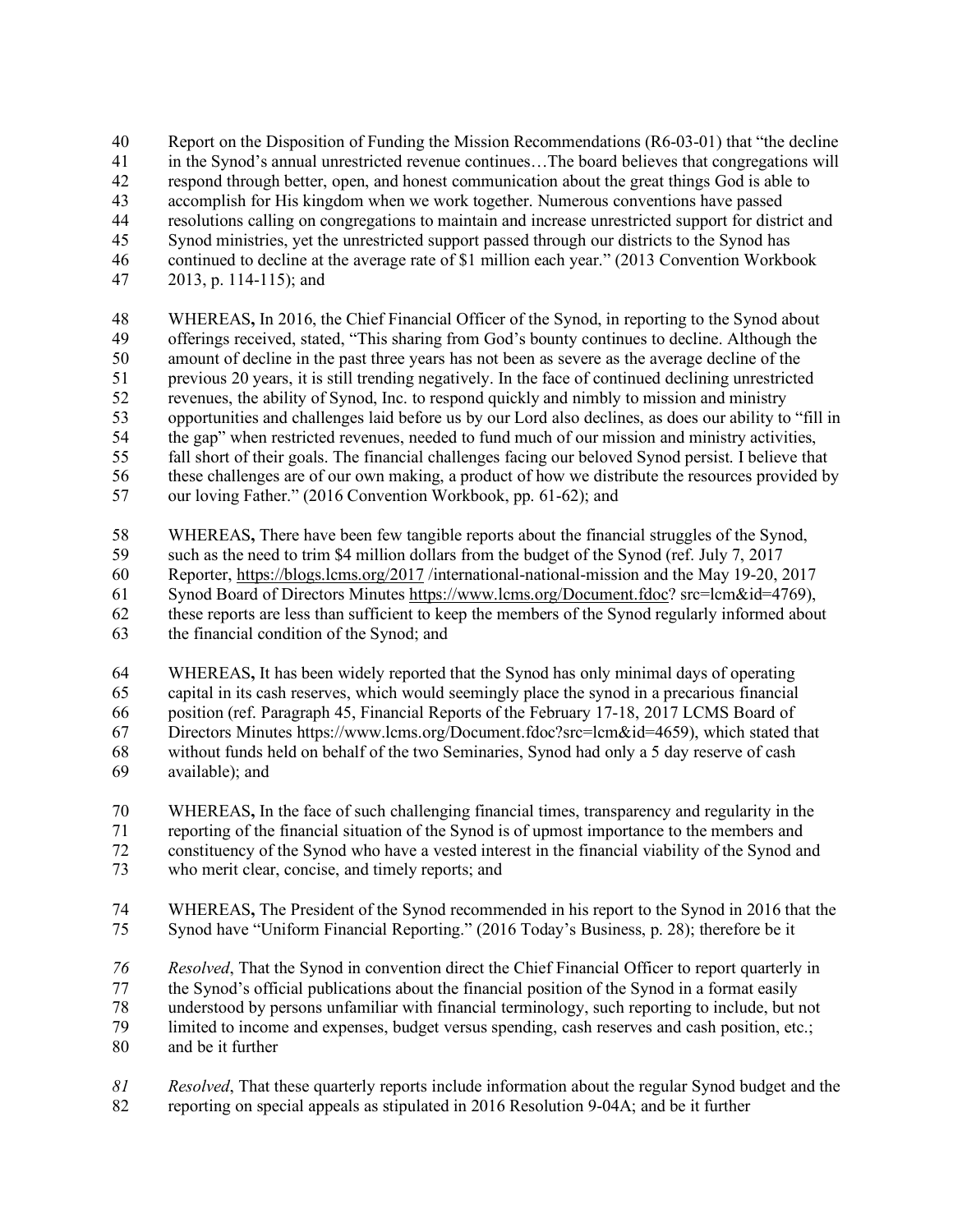Report on the Disposition of Funding the Mission Recommendations (R6-03-01) that "the decline in the Synod's annual unrestricted revenue continues…The board believes that congregations will respond through better, open, and honest communication about the great things God is able to accomplish for His kingdom when we work together. Numerous conventions have passed resolutions calling on congregations to maintain and increase unrestricted support for district and Synod ministries, yet the unrestricted support passed through our districts to the Synod has continued to decline at the average rate of $1 million each year." (2013 Convention Workbook 2013, p. 114-115); and

WHEREAS**,** In 2016, the Chief Financial Officer of the Synod, in reporting to the Synod about offerings received, stated, "This sharing from God's bounty continues to decline. Although the amount of decline in the past three years has not been as severe as the average decline of the previous 20 years, it is still trending negatively. In the face of continued declining unrestricted revenues, the ability of Synod, Inc. to respond quickly and nimbly to mission and ministry opportunities and challenges laid before us by our Lord also declines, as does our ability to "fill in the gap" when restricted revenues, needed to fund much of our mission and ministry activities, fall short of their goals. The financial challenges facing our beloved Synod persist. I believe that these challenges are of our own making, a product of how we distribute the resources provided by our loving Father." (2016 Convention Workbook, pp. 61-62); and

WHEREAS**,** There have been few tangible reports about the financial struggles of the Synod, such as the need to trim $4 million dollars from the budget of the Synod (ref. July 7, 2017 Reporter, https://blogs.lcms.org/2017 /international-national-mission and the May 19-20, 2017 Synod Board of Directors Minutes https://www.lcms.org/Document.fdoc? src=lcm&id=4769), these reports are less than sufficient to keep the members of the Synod regularly informed about the financial condition of the Synod; and

WHEREAS**,** It has been widely reported that the Synod has only minimal days of operating capital in its cash reserves, which would seemingly place the synod in a precarious financial position (ref. Paragraph 45, Financial Reports of the February 17-18, 2017 LCMS Board of Directors Minutes https://www.lcms.org/Document.fdoc?src=lcm&id=4659), which stated that without funds held on behalf of the two Seminaries, Synod had only a 5 day reserve of cash available); and

WHEREAS**,** In the face of such challenging financial times, transparency and regularity in the reporting of the financial situation of the Synod is of upmost importance to the members and constituency of the Synod who have a vested interest in the financial viability of the Synod and who merit clear, concise, and timely reports; and

WHEREAS**,** The President of the Synod recommended in his report to the Synod in 2016 that the Synod have "Uniform Financial Reporting." (2016 Today's Business, p. 28); therefore be it

*Resolved*, That the Synod in convention direct the Chief Financial Officer to report quarterly in the Synod's official publications about the financial position of the Synod in a format easily understood by persons unfamiliar with financial terminology, such reporting to include, but not limited to income and expenses, budget versus spending, cash reserves and cash position, etc.; and be it further

*Resolved*, That these quarterly reports include information about the regular Synod budget and the reporting on special appeals as stipulated in 2016 Resolution 9-04A; and be it further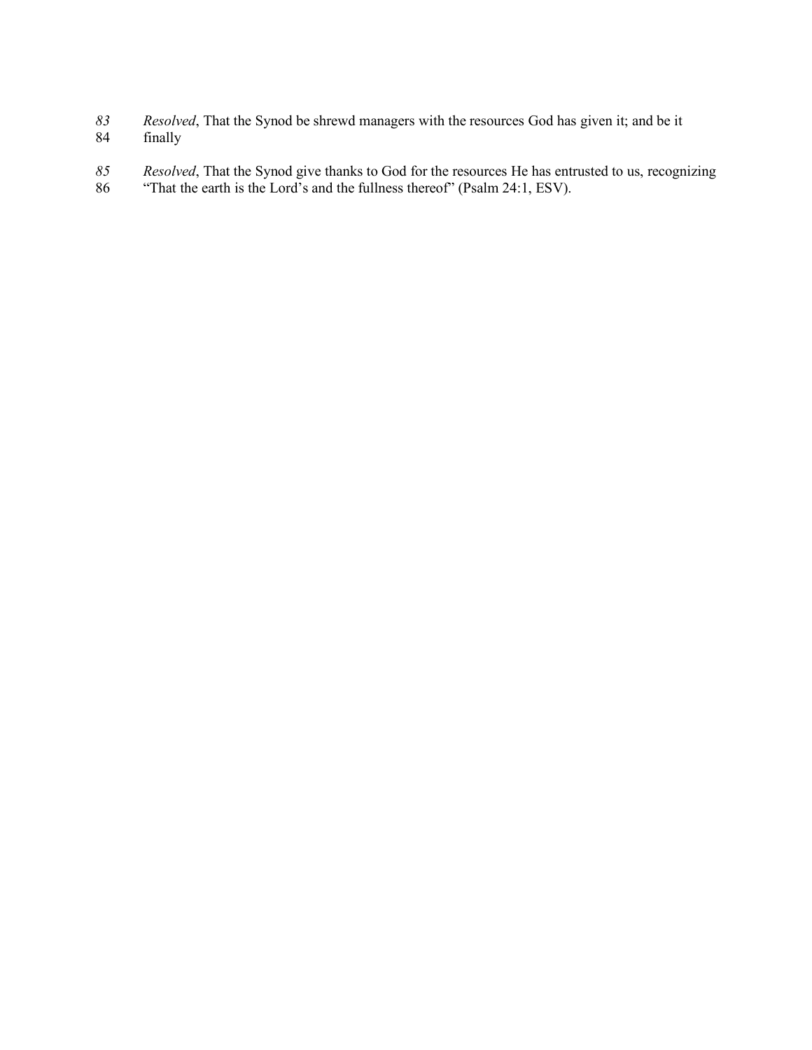83 *Resolved*, That the Synod be shrewd managers with the resources God has given it; and be it
84 finally

85 *Resolved*, That the Synod give thanks to God for the resources He has entrusted to us, recognizing
86 "That the earth is the Lord's and the fullness thereof" (Psalm 24:1, ESV).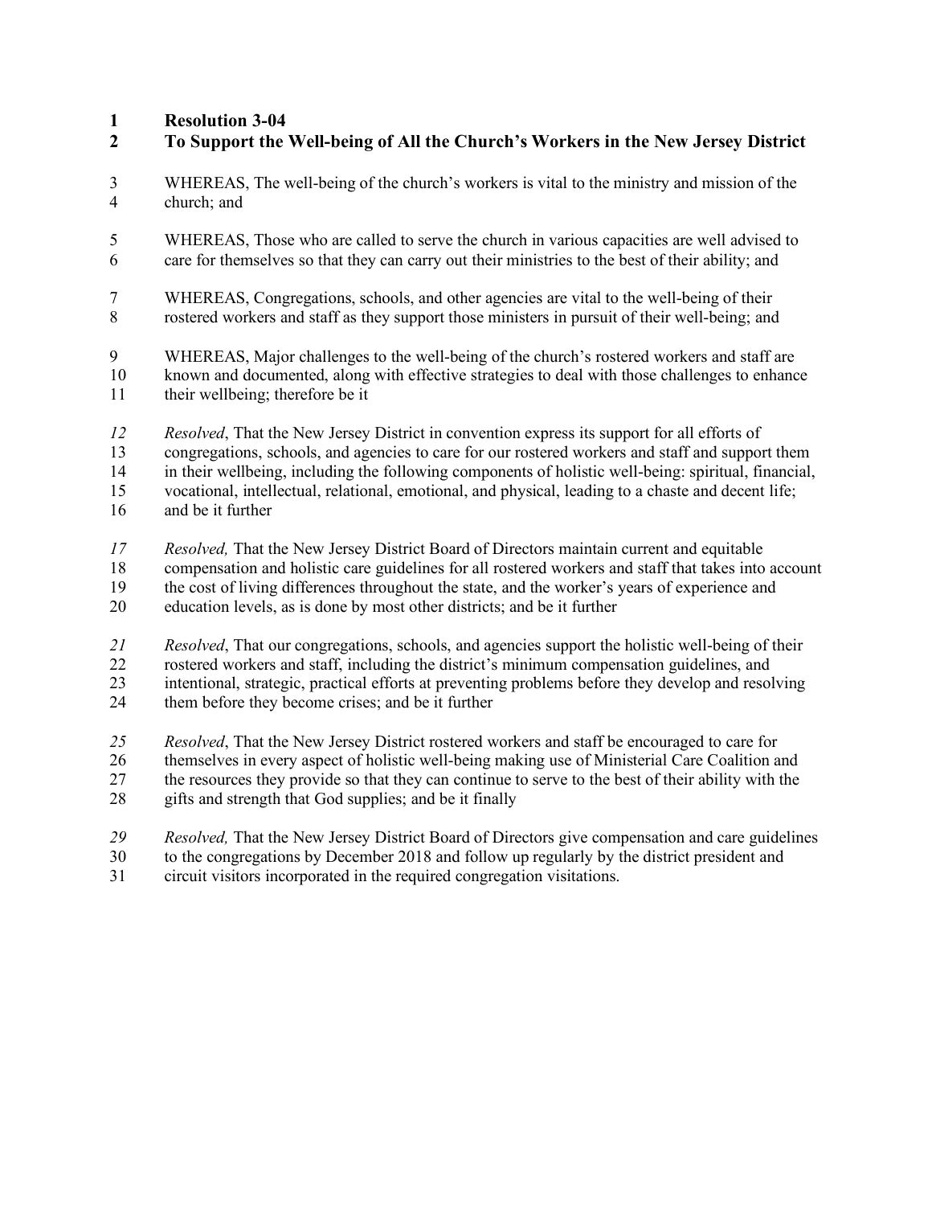**Resolution 3-04**

**To Support the Well-being of All the Church's Workers in the New Jersey District**

WHEREAS, The well-being of the church's workers is vital to the ministry and mission of the church; and

WHEREAS, Those who are called to serve the church in various capacities are well advised to care for themselves so that they can carry out their ministries to the best of their ability; and

WHEREAS, Congregations, schools, and other agencies are vital to the well-being of their rostered workers and staff as they support those ministers in pursuit of their well-being; and

WHEREAS, Major challenges to the well-being of the church's rostered workers and staff are known and documented, along with effective strategies to deal with those challenges to enhance their wellbeing; therefore be it

*Resolved*, That the New Jersey District in convention express its support for all efforts of congregations, schools, and agencies to care for our rostered workers and staff and support them in their wellbeing, including the following components of holistic well-being: spiritual, financial, vocational, intellectual, relational, emotional, and physical, leading to a chaste and decent life; and be it further

*Resolved,* That the New Jersey District Board of Directors maintain current and equitable compensation and holistic care guidelines for all rostered workers and staff that takes into account the cost of living differences throughout the state, and the worker's years of experience and education levels, as is done by most other districts; and be it further

*Resolved*, That our congregations, schools, and agencies support the holistic well-being of their rostered workers and staff, including the district's minimum compensation guidelines, and intentional, strategic, practical efforts at preventing problems before they develop and resolving them before they become crises; and be it further

*Resolved*, That the New Jersey District rostered workers and staff be encouraged to care for themselves in every aspect of holistic well-being making use of Ministerial Care Coalition and the resources they provide so that they can continue to serve to the best of their ability with the gifts and strength that God supplies; and be it finally

*Resolved,* That the New Jersey District Board of Directors give compensation and care guidelines to the congregations by December 2018 and follow up regularly by the district president and circuit visitors incorporated in the required congregation visitations.